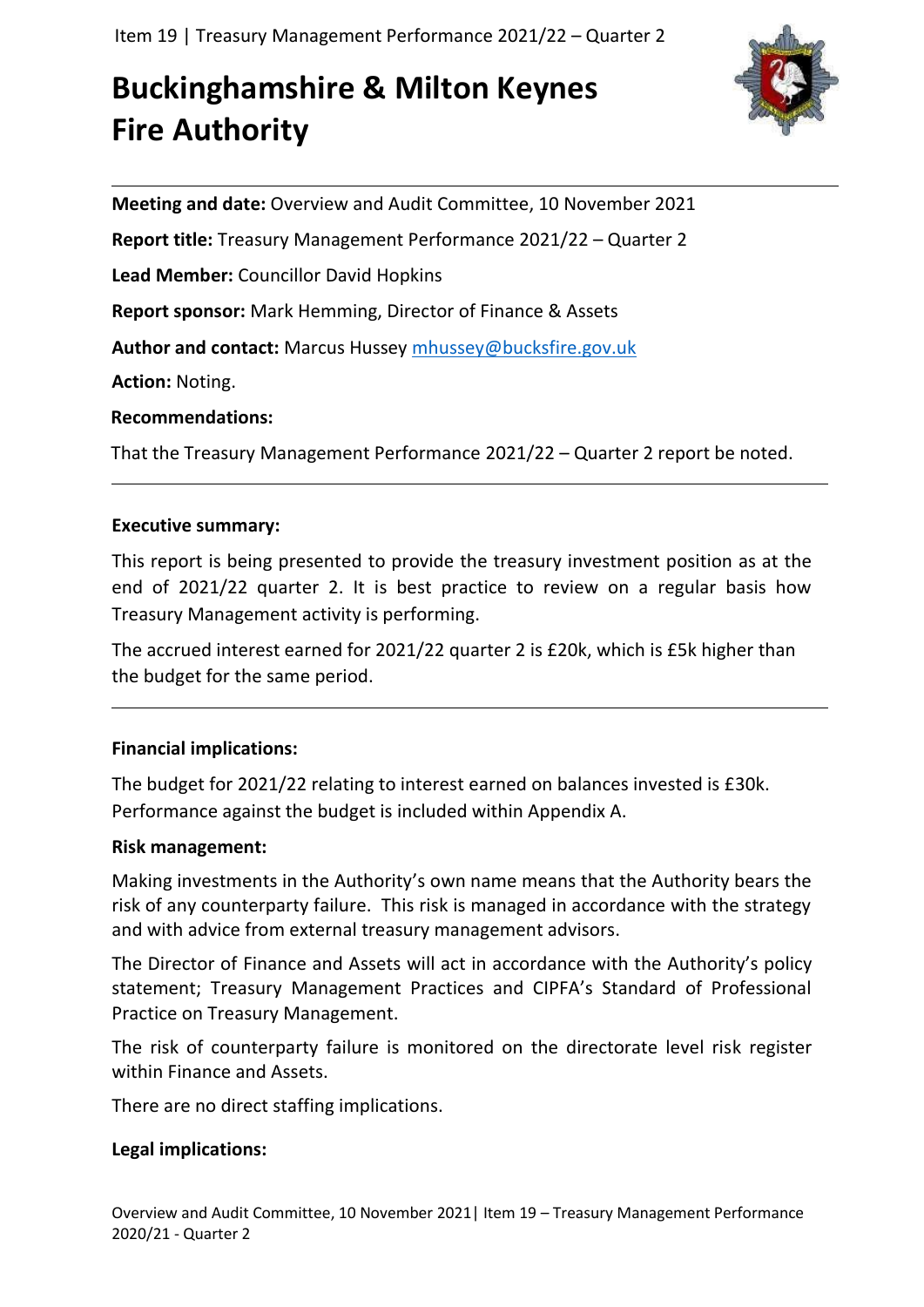# Buckinghamshire & Milton Keynes Fire Authority

**Meeting and date:** Overview and Audit Committee, 10 November 2021

**Report title:** Treasury Management Performance 2021/22 – Quarter 2

**Lead Member:** Councillor David Hopkins

**Report sponsor:** Mark Hemming, Director of Finance & Assets

**Author and contact:** Marcus Hussey mhussey@bucksfire.gov.uk

**Action:** Noting.

**Recommendations:**

That the Treasury Management Performance 2021/22 – Quarter 2 report be noted.

---

**Executive summary:**

This report is being presented to provide the treasury investment position as at the end of 2021/22 quarter 2. It is best practice to review on a regular basis how Treasury Management activity is performing.

The accrued interest earned for 2021/22 quarter 2 is £20k, which is £5k higher than the budget for the same period.

---

**Financial implications:**

The budget for 2021/22 relating to interest earned on balances invested is £30k. Performance against the budget is included within Appendix A.

**Risk management:**

Making investments in the Authority's own name means that the Authority bears the risk of any counterparty failure. This risk is managed in accordance with the strategy and with advice from external treasury management advisors.

The Director of Finance and Assets will act in accordance with the Authority's policy statement; Treasury Management Practices and CIPFA's Standard of Professional Practice on Treasury Management.

The risk of counterparty failure is monitored on the directorate level risk register within Finance and Assets.

There are no direct staffing implications.

**Legal implications:**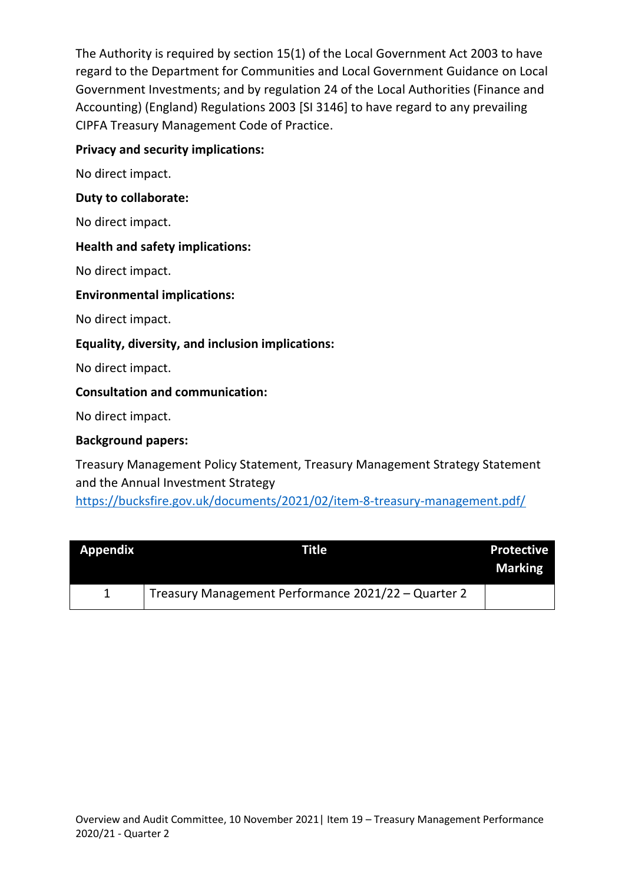The Authority is required by section 15(1) of the Local Government Act 2003 to have regard to the Department for Communities and Local Government Guidance on Local Government Investments; and by regulation 24 of the Local Authorities (Finance and Accounting) (England) Regulations 2003 [SI 3146] to have regard to any prevailing CIPFA Treasury Management Code of Practice.

**Privacy and security implications:**

No direct impact.

**Duty to collaborate:**

No direct impact.

**Health and safety implications:**

No direct impact.

**Environmental implications:**

No direct impact.

**Equality, diversity, and inclusion implications:**

No direct impact.

**Consultation and communication:**

No direct impact.

**Background papers:**

Treasury Management Policy Statement, Treasury Management Strategy Statement and the Annual Investment Strategy
https://bucksfire.gov.uk/documents/2021/02/item-8-treasury-management.pdf/

| Appendix | Title | Protective Marking |
|---|---|---|
| 1 | Treasury Management Performance 2021/22 – Quarter 2 | |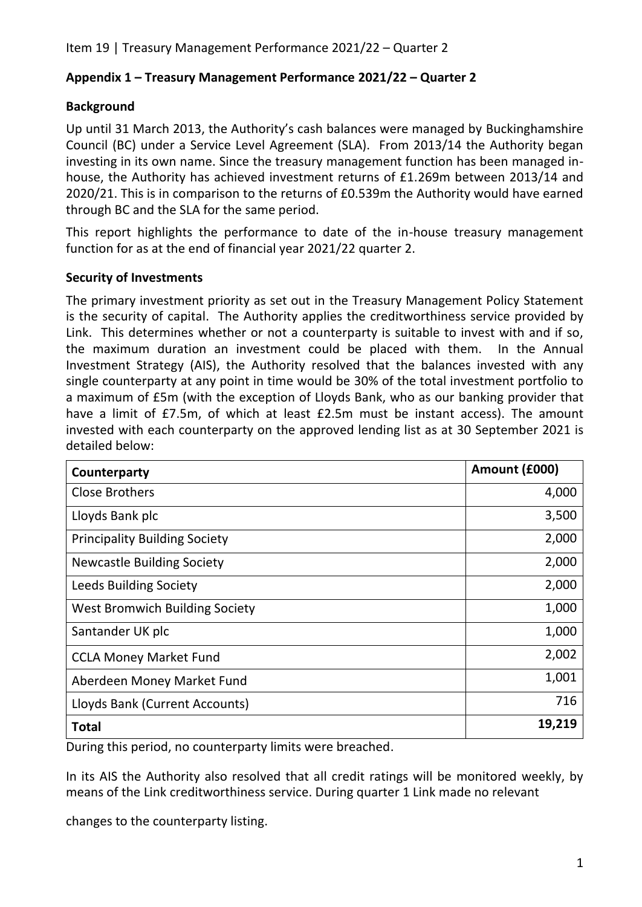## Appendix 1 – Treasury Management Performance 2021/22 – Quarter 2

### Background

Up until 31 March 2013, the Authority's cash balances were managed by Buckinghamshire Council (BC) under a Service Level Agreement (SLA). From 2013/14 the Authority began investing in its own name. Since the treasury management function has been managed in-house, the Authority has achieved investment returns of £1.269m between 2013/14 and 2020/21. This is in comparison to the returns of £0.539m the Authority would have earned through BC and the SLA for the same period.

This report highlights the performance to date of the in-house treasury management function for as at the end of financial year 2021/22 quarter 2.

### Security of Investments

The primary investment priority as set out in the Treasury Management Policy Statement is the security of capital. The Authority applies the creditworthiness service provided by Link. This determines whether or not a counterparty is suitable to invest with and if so, the maximum duration an investment could be placed with them. In the Annual Investment Strategy (AIS), the Authority resolved that the balances invested with any single counterparty at any point in time would be 30% of the total investment portfolio to a maximum of £5m (with the exception of Lloyds Bank, who as our banking provider that have a limit of £7.5m, of which at least £2.5m must be instant access). The amount invested with each counterparty on the approved lending list as at 30 September 2021 is detailed below:

| Counterparty | Amount (£000) |
|---|---:|
| Close Brothers | 4,000 |
| Lloyds Bank plc | 3,500 |
| Principality Building Society | 2,000 |
| Newcastle Building Society | 2,000 |
| Leeds Building Society | 2,000 |
| West Bromwich Building Society | 1,000 |
| Santander UK plc | 1,000 |
| CCLA Money Market Fund | 2,002 |
| Aberdeen Money Market Fund | 1,001 |
| Lloyds Bank (Current Accounts) | 716 |
| **Total** | **19,219** |

During this period, no counterparty limits were breached.

In its AIS the Authority also resolved that all credit ratings will be monitored weekly, by means of the Link creditworthiness service. During quarter 1 Link made no relevant

changes to the counterparty listing.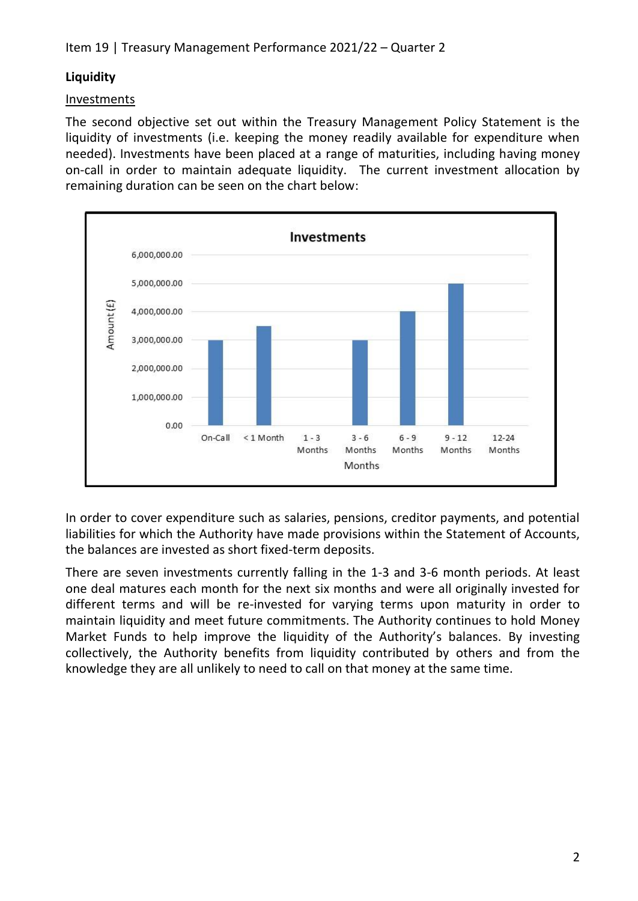## Liquidity

### Investments

The second objective set out within the Treasury Management Policy Statement is the liquidity of investments (i.e. keeping the money readily available for expenditure when needed). Investments have been placed at a range of maturities, including having money on-call in order to maintain adequate liquidity. The current investment allocation by remaining duration can be seen on the chart below:

**Investments**

| Months | Amount (£) |
|---|---|
| On-Call | 3,000,000.00 |
| < 1 Month | 3,500,000.00 |
| 1 - 3 Months | 0.00 |
| 3 - 6 Months | 3,000,000.00 |
| 6 - 9 Months | 4,000,000.00 |
| 9 - 12 Months | 5,000,000.00 |
| 12-24 Months | 0.00 |

In order to cover expenditure such as salaries, pensions, creditor payments, and potential liabilities for which the Authority have made provisions within the Statement of Accounts, the balances are invested as short fixed-term deposits.

There are seven investments currently falling in the 1-3 and 3-6 month periods. At least one deal matures each month for the next six months and were all originally invested for different terms and will be re-invested for varying terms upon maturity in order to maintain liquidity and meet future commitments. The Authority continues to hold Money Market Funds to help improve the liquidity of the Authority's balances. By investing collectively, the Authority benefits from liquidity contributed by others and from the knowledge they are all unlikely to need to call on that money at the same time.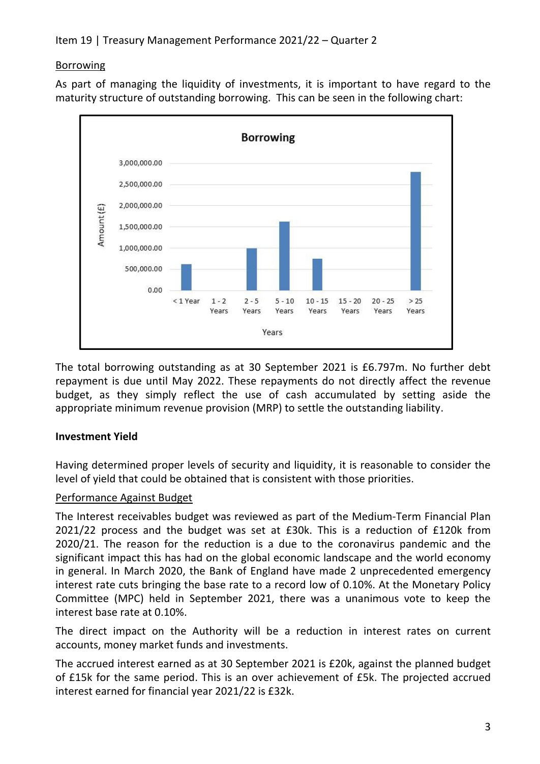Item 19 | Treasury Management Performance 2021/22 – Quarter 2

<u>Borrowing</u>

As part of managing the liquidity of investments, it is important to have regard to the maturity structure of outstanding borrowing. This can be seen in the following chart:

The total borrowing outstanding as at 30 September 2021 is £6.797m. No further debt repayment is due until May 2022. These repayments do not directly affect the revenue budget, as they simply reflect the use of cash accumulated by setting aside the appropriate minimum revenue provision (MRP) to settle the outstanding liability.

**Investment Yield**

Having determined proper levels of security and liquidity, it is reasonable to consider the level of yield that could be obtained that is consistent with those priorities.

<u>Performance Against Budget</u>

The Interest receivables budget was reviewed as part of the Medium-Term Financial Plan 2021/22 process and the budget was set at £30k. This is a reduction of £120k from 2020/21. The reason for the reduction is a due to the coronavirus pandemic and the significant impact this has had on the global economic landscape and the world economy in general. In March 2020, the Bank of England have made 2 unprecedented emergency interest rate cuts bringing the base rate to a record low of 0.10%. At the Monetary Policy Committee (MPC) held in September 2021, there was a unanimous vote to keep the interest base rate at 0.10%.

The direct impact on the Authority will be a reduction in interest rates on current accounts, money market funds and investments.

The accrued interest earned as at 30 September 2021 is £20k, against the planned budget of £15k for the same period. This is an over achievement of £5k. The projected accrued interest earned for financial year 2021/22 is £32k.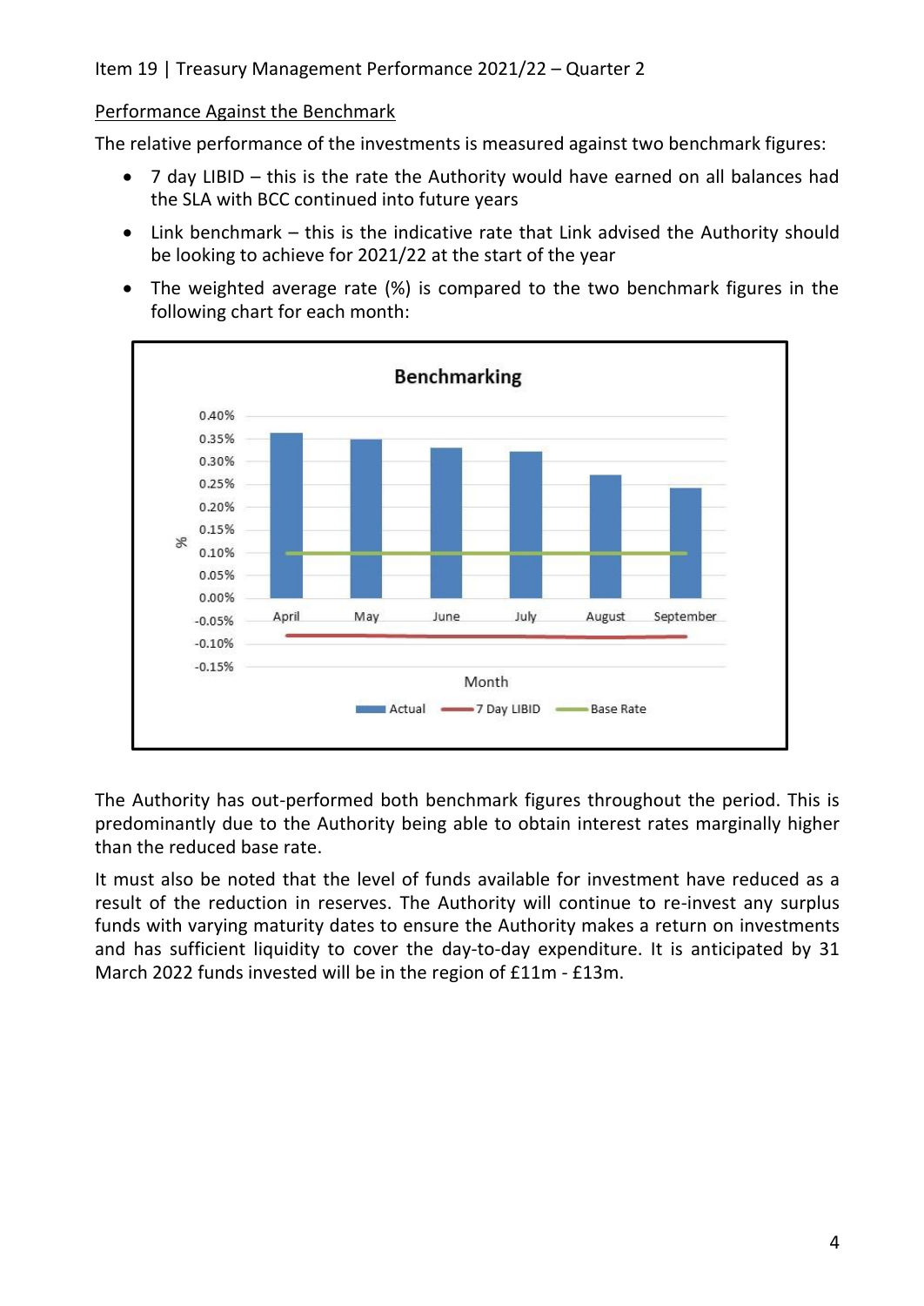Item 19 | Treasury Management Performance 2021/22 – Quarter 2

Performance Against the Benchmark

The relative performance of the investments is measured against two benchmark figures:

- 7 day LIBID – this is the rate the Authority would have earned on all balances had the SLA with BCC continued into future years
- Link benchmark – this is the indicative rate that Link advised the Authority should be looking to achieve for 2021/22 at the start of the year
- The weighted average rate (%) is compared to the two benchmark figures in the following chart for each month:

Benchmarking

0.40%
0.35%
0.30%
0.25%
0.20%
0.15%
0.10%
0.05%
0.00%
-0.05%
-0.10%
-0.15%

%

April
May
June
July
August
September

Month

Actual
7 Day LIBID
Base Rate

The Authority has out-performed both benchmark figures throughout the period. This is predominantly due to the Authority being able to obtain interest rates marginally higher than the reduced base rate.

It must also be noted that the level of funds available for investment have reduced as a result of the reduction in reserves. The Authority will continue to re-invest any surplus funds with varying maturity dates to ensure the Authority makes a return on investments and has sufficient liquidity to cover the day-to-day expenditure. It is anticipated by 31 March 2022 funds invested will be in the region of £11m - £13m.